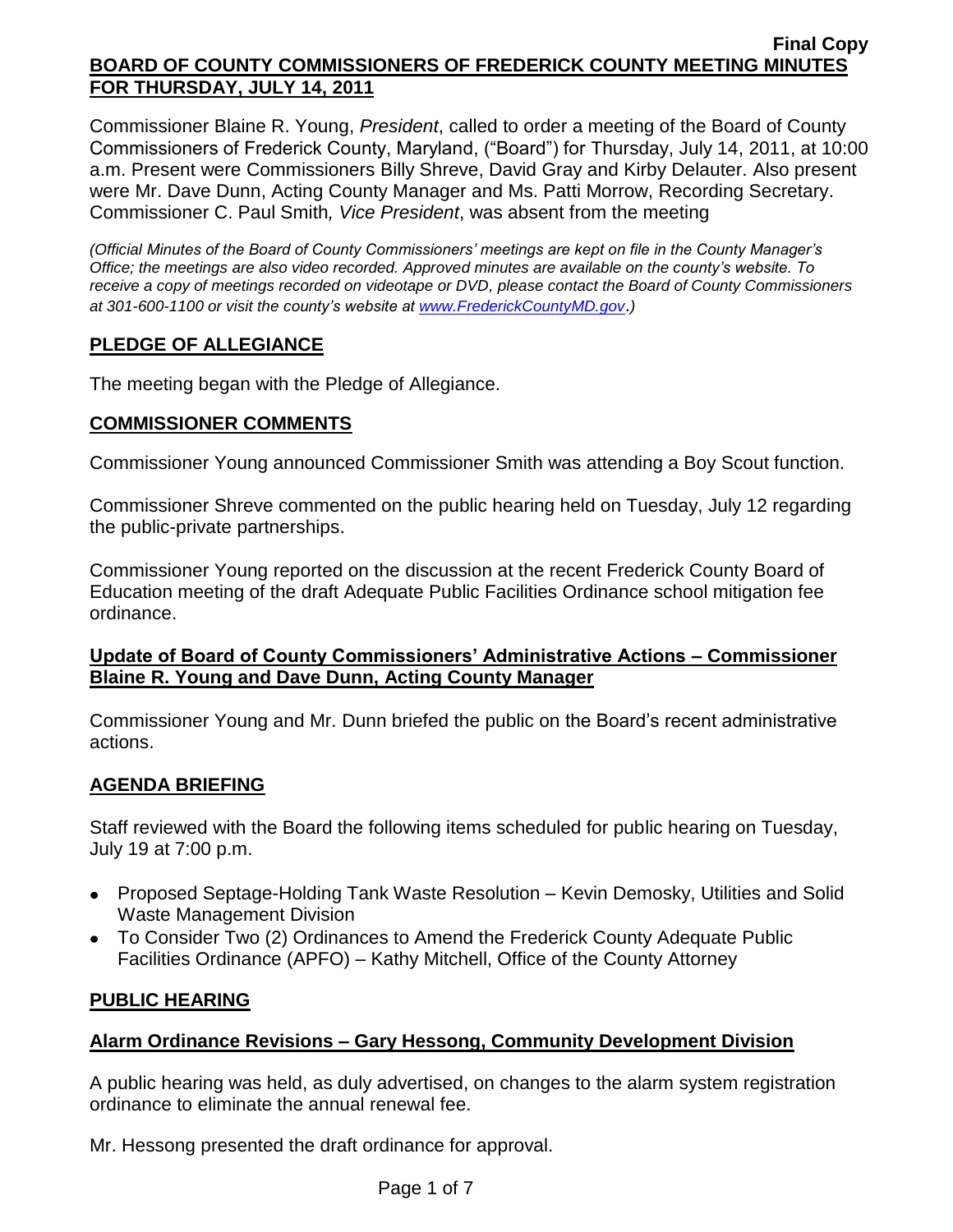**Final Copy**

# BOARD OF COUNTY COMMISSIONERS OF FREDERICK COUNTY MEETING MINUTES FOR THURSDAY, JULY 14, 2011

Commissioner Blaine R. Young, *President*, called to order a meeting of the Board of County Commissioners of Frederick County, Maryland, ("Board") for Thursday, July 14, 2011, at 10:00 a.m. Present were Commissioners Billy Shreve, David Gray and Kirby Delauter. Also present were Mr. Dave Dunn, Acting County Manager and Ms. Patti Morrow, Recording Secretary. Commissioner C. Paul Smith*, Vice President*, was absent from the meeting

*(Official Minutes of the Board of County Commissioners' meetings are kept on file in the County Manager's Office; the meetings are also video recorded. Approved minutes are available on the county's website. To receive a copy of meetings recorded on videotape or DVD, please contact the Board of County Commissioners at 301-600-1100 or visit the county's website at www.FrederickCountyMD.gov.)*

## PLEDGE OF ALLEGIANCE

The meeting began with the Pledge of Allegiance.

## COMMISSIONER COMMENTS

Commissioner Young announced Commissioner Smith was attending a Boy Scout function.

Commissioner Shreve commented on the public hearing held on Tuesday, July 12 regarding the public-private partnerships.

Commissioner Young reported on the discussion at the recent Frederick County Board of Education meeting of the draft Adequate Public Facilities Ordinance school mitigation fee ordinance.

### Update of Board of County Commissioners' Administrative Actions – Commissioner Blaine R. Young and Dave Dunn, Acting County Manager

Commissioner Young and Mr. Dunn briefed the public on the Board's recent administrative actions.

## AGENDA BRIEFING

Staff reviewed with the Board the following items scheduled for public hearing on Tuesday, July 19 at 7:00 p.m.

- Proposed Septage-Holding Tank Waste Resolution – Kevin Demosky, Utilities and Solid Waste Management Division
- To Consider Two (2) Ordinances to Amend the Frederick County Adequate Public Facilities Ordinance (APFO) – Kathy Mitchell, Office of the County Attorney

## PUBLIC HEARING

### Alarm Ordinance Revisions – Gary Hessong, Community Development Division

A public hearing was held, as duly advertised, on changes to the alarm system registration ordinance to eliminate the annual renewal fee.

Mr. Hessong presented the draft ordinance for approval.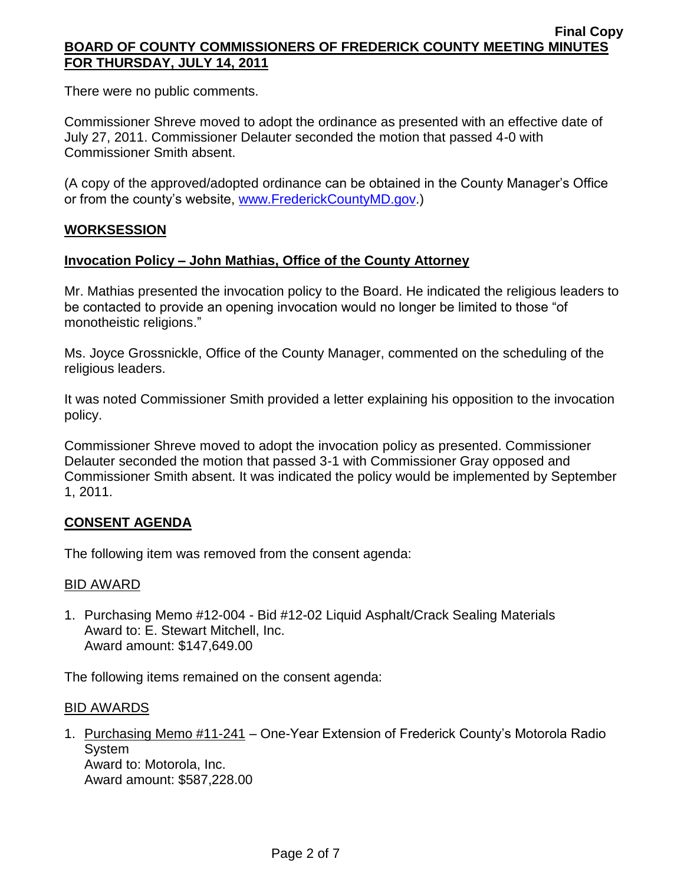There were no public comments.

Commissioner Shreve moved to adopt the ordinance as presented with an effective date of July 27, 2011. Commissioner Delauter seconded the motion that passed 4-0 with Commissioner Smith absent.

(A copy of the approved/adopted ordinance can be obtained in the County Manager's Office or from the county's website, [www.FrederickCountyMD.gov](http://www.FrederickCountyMD.gov).)

## WORKSESSION

### Invocation Policy – John Mathias, Office of the County Attorney

Mr. Mathias presented the invocation policy to the Board. He indicated the religious leaders to be contacted to provide an opening invocation would no longer be limited to those "of monotheistic religions."

Ms. Joyce Grossnickle, Office of the County Manager, commented on the scheduling of the religious leaders.

It was noted Commissioner Smith provided a letter explaining his opposition to the invocation policy.

Commissioner Shreve moved to adopt the invocation policy as presented. Commissioner Delauter seconded the motion that passed 3-1 with Commissioner Gray opposed and Commissioner Smith absent. It was indicated the policy would be implemented by September 1, 2011.

## CONSENT AGENDA

The following item was removed from the consent agenda:

BID AWARD

1. Purchasing Memo #12-004 - Bid #12-02 Liquid Asphalt/Crack Sealing Materials
   Award to: E. Stewart Mitchell, Inc.
   Award amount: $147,649.00

The following items remained on the consent agenda:

BID AWARDS

1. Purchasing Memo #11-241 – One-Year Extension of Frederick County's Motorola Radio System
   Award to: Motorola, Inc.
   Award amount: $587,228.00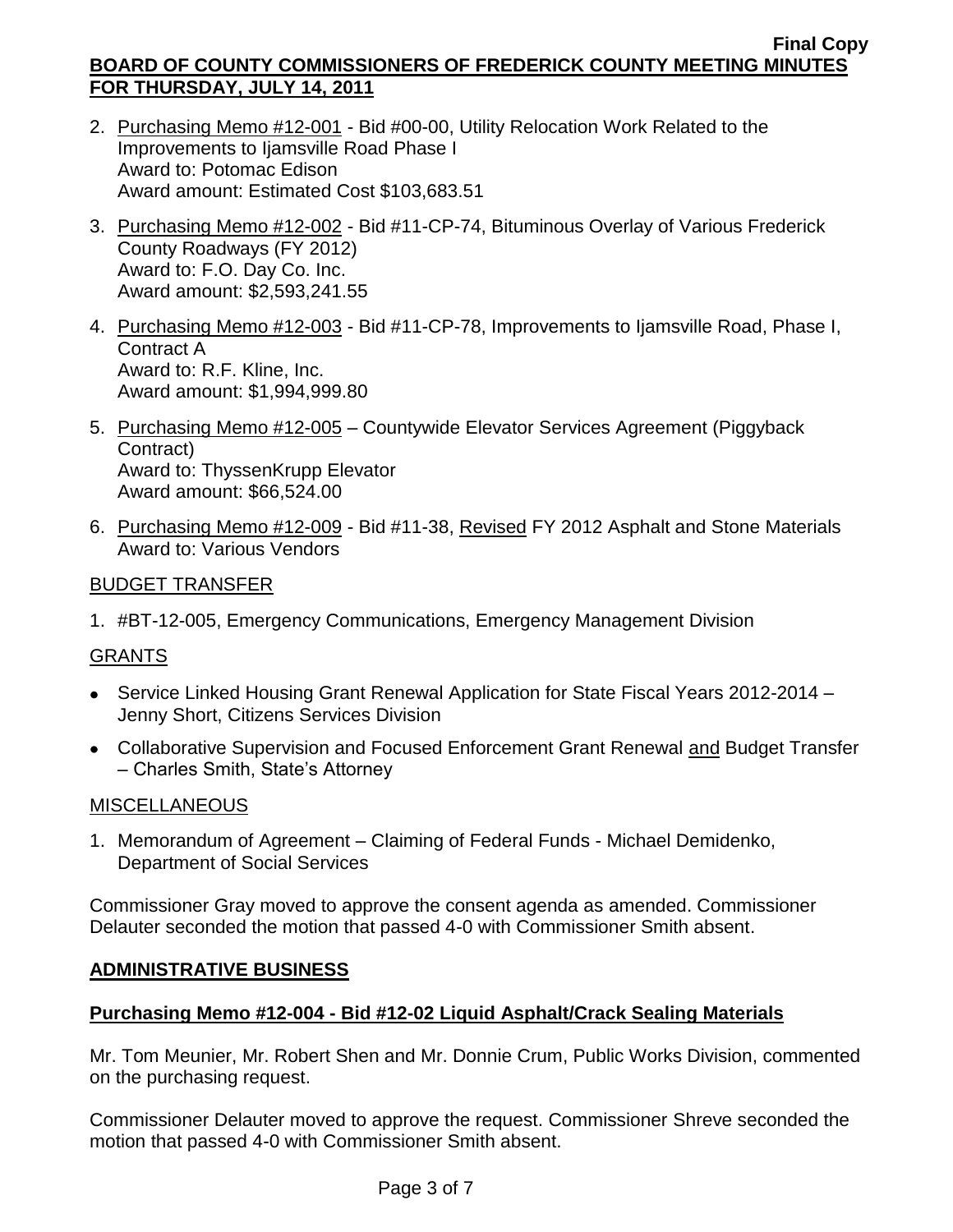2. Purchasing Memo #12-001 - Bid #00-00, Utility Relocation Work Related to the Improvements to Ijamsville Road Phase I
   Award to: Potomac Edison
   Award amount: Estimated Cost $103,683.51

3. Purchasing Memo #12-002 - Bid #11-CP-74, Bituminous Overlay of Various Frederick County Roadways (FY 2012)
   Award to: F.O. Day Co. Inc.
   Award amount: $2,593,241.55

4. Purchasing Memo #12-003 - Bid #11-CP-78, Improvements to Ijamsville Road, Phase I, Contract A
   Award to: R.F. Kline, Inc.
   Award amount: $1,994,999.80

5. Purchasing Memo #12-005 – Countywide Elevator Services Agreement (Piggyback Contract)
   Award to: ThyssenKrupp Elevator
   Award amount: $66,524.00

6. Purchasing Memo #12-009 - Bid #11-38, Revised FY 2012 Asphalt and Stone Materials
   Award to: Various Vendors

BUDGET TRANSFER

1. #BT-12-005, Emergency Communications, Emergency Management Division

GRANTS

- Service Linked Housing Grant Renewal Application for State Fiscal Years 2012-2014 – Jenny Short, Citizens Services Division
- Collaborative Supervision and Focused Enforcement Grant Renewal and Budget Transfer – Charles Smith, State's Attorney

MISCELLANEOUS

1. Memorandum of Agreement – Claiming of Federal Funds - Michael Demidenko, Department of Social Services

Commissioner Gray moved to approve the consent agenda as amended. Commissioner Delauter seconded the motion that passed 4-0 with Commissioner Smith absent.

## ADMINISTRATIVE BUSINESS

### Purchasing Memo #12-004 - Bid #12-02 Liquid Asphalt/Crack Sealing Materials

Mr. Tom Meunier, Mr. Robert Shen and Mr. Donnie Crum, Public Works Division, commented on the purchasing request.

Commissioner Delauter moved to approve the request. Commissioner Shreve seconded the motion that passed 4-0 with Commissioner Smith absent.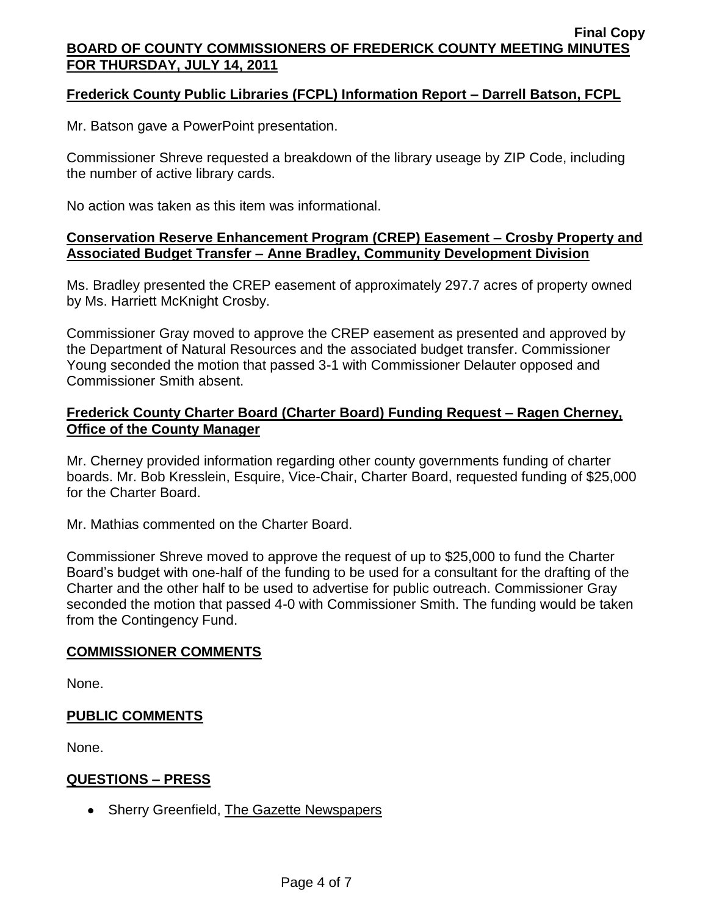**Frederick County Public Libraries (FCPL) Information Report – Darrell Batson, FCPL**

Mr. Batson gave a PowerPoint presentation.

Commissioner Shreve requested a breakdown of the library useage by ZIP Code, including the number of active library cards.

No action was taken as this item was informational.

**Conservation Reserve Enhancement Program (CREP) Easement – Crosby Property and Associated Budget Transfer – Anne Bradley, Community Development Division**

Ms. Bradley presented the CREP easement of approximately 297.7 acres of property owned by Ms. Harriett McKnight Crosby.

Commissioner Gray moved to approve the CREP easement as presented and approved by the Department of Natural Resources and the associated budget transfer. Commissioner Young seconded the motion that passed 3-1 with Commissioner Delauter opposed and Commissioner Smith absent.

**Frederick County Charter Board (Charter Board) Funding Request – Ragen Cherney, Office of the County Manager**

Mr. Cherney provided information regarding other county governments funding of charter boards. Mr. Bob Kresslein, Esquire, Vice-Chair, Charter Board, requested funding of $25,000 for the Charter Board.

Mr. Mathias commented on the Charter Board.

Commissioner Shreve moved to approve the request of up to $25,000 to fund the Charter Board's budget with one-half of the funding to be used for a consultant for the drafting of the Charter and the other half to be used to advertise for public outreach. Commissioner Gray seconded the motion that passed 4-0 with Commissioner Smith. The funding would be taken from the Contingency Fund.

**COMMISSIONER COMMENTS**

None.

**PUBLIC COMMENTS**

None.

**QUESTIONS – PRESS**

- Sherry Greenfield, The Gazette Newspapers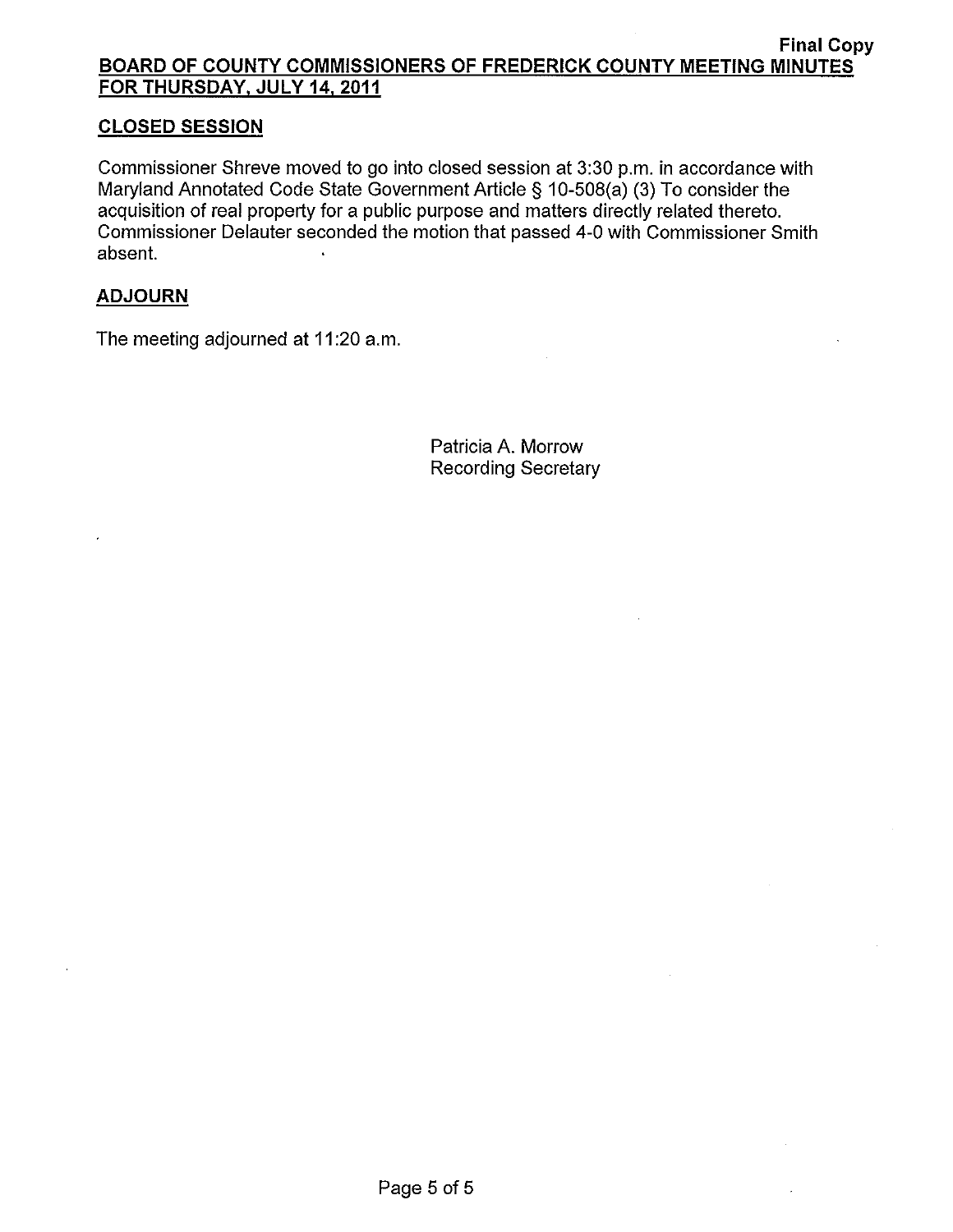## CLOSED SESSION

Commissioner Shreve moved to go into closed session at 3:30 p.m. in accordance with Maryland Annotated Code State Government Article § 10-508(a) (3) To consider the acquisition of real property for a public purpose and matters directly related thereto. Commissioner Delauter seconded the motion that passed 4-0 with Commissioner Smith absent.

## ADJOURN

The meeting adjourned at 11:20 a.m.

Patricia A. Morrow
Recording Secretary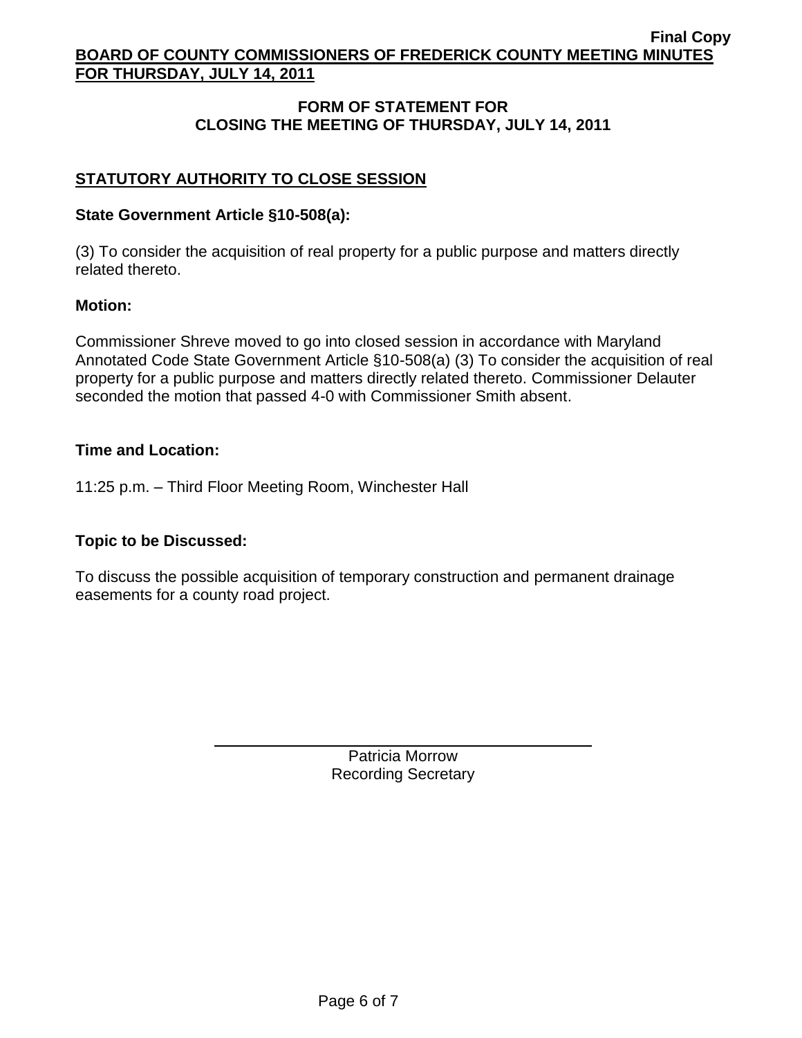## FORM OF STATEMENT FOR CLOSING THE MEETING OF THURSDAY, JULY 14, 2011

### STATUTORY AUTHORITY TO CLOSE SESSION

**State Government Article §10-508(a):**

(3) To consider the acquisition of real property for a public purpose and matters directly related thereto.

**Motion:**

Commissioner Shreve moved to go into closed session in accordance with Maryland Annotated Code State Government Article §10-508(a) (3) To consider the acquisition of real property for a public purpose and matters directly related thereto. Commissioner Delauter seconded the motion that passed 4-0 with Commissioner Smith absent.

**Time and Location:**

11:25 p.m. – Third Floor Meeting Room, Winchester Hall

**Topic to be Discussed:**

To discuss the possible acquisition of temporary construction and permanent drainage easements for a county road project.

Patricia Morrow
Recording Secretary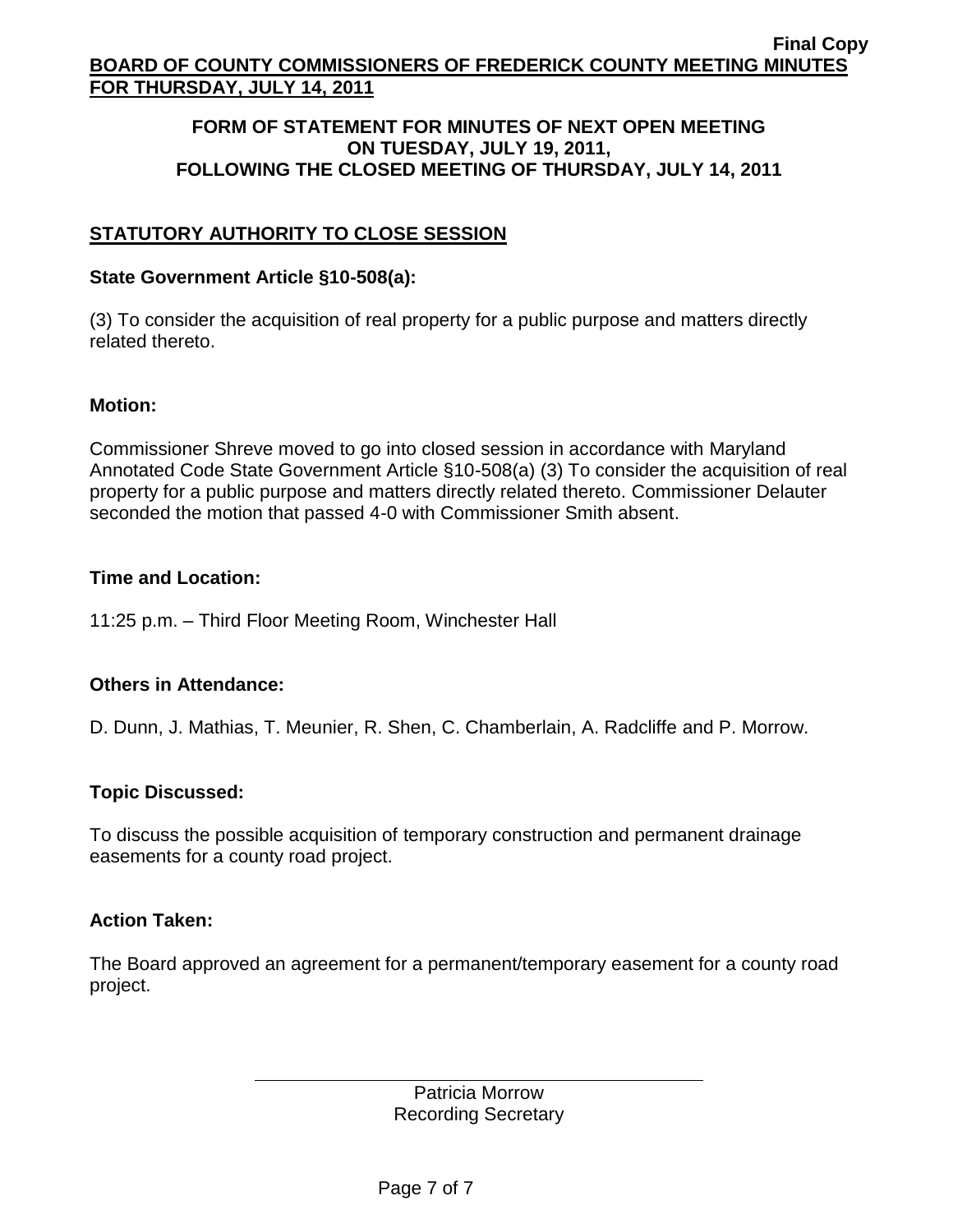**FORM OF STATEMENT FOR MINUTES OF NEXT OPEN MEETING ON TUESDAY, JULY 19, 2011, FOLLOWING THE CLOSED MEETING OF THURSDAY, JULY 14, 2011**

## STATUTORY AUTHORITY TO CLOSE SESSION

**State Government Article §10-508(a):**

(3) To consider the acquisition of real property for a public purpose and matters directly related thereto.

**Motion:**

Commissioner Shreve moved to go into closed session in accordance with Maryland Annotated Code State Government Article §10-508(a) (3) To consider the acquisition of real property for a public purpose and matters directly related thereto. Commissioner Delauter seconded the motion that passed 4-0 with Commissioner Smith absent.

**Time and Location:**

11:25 p.m. – Third Floor Meeting Room, Winchester Hall

**Others in Attendance:**

D. Dunn, J. Mathias, T. Meunier, R. Shen, C. Chamberlain, A. Radcliffe and P. Morrow.

**Topic Discussed:**

To discuss the possible acquisition of temporary construction and permanent drainage easements for a county road project.

**Action Taken:**

The Board approved an agreement for a permanent/temporary easement for a county road project.

Patricia Morrow
Recording Secretary